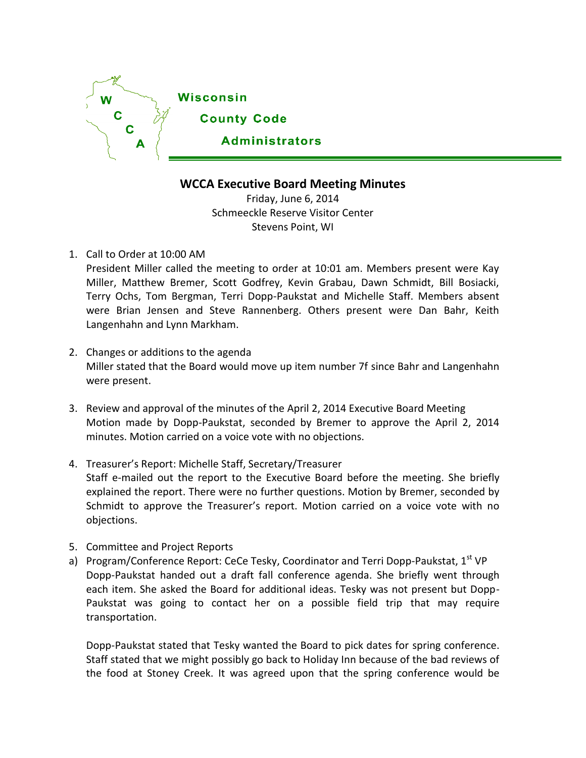Wisconsin County Code Administrators

# WCCA Executive Board Meeting Minutes

Friday, June 6, 2014
Schmeeckle Reserve Visitor Center
Stevens Point, WI

1. Call to Order at 10:00 AM
   President Miller called the meeting to order at 10:01 am. Members present were Kay Miller, Matthew Bremer, Scott Godfrey, Kevin Grabau, Dawn Schmidt, Bill Bosiacki, Terry Ochs, Tom Bergman, Terri Dopp-Paukstat and Michelle Staff. Members absent were Brian Jensen and Steve Rannenberg. Others present were Dan Bahr, Keith Langenhahn and Lynn Markham.

2. Changes or additions to the agenda
   Miller stated that the Board would move up item number 7f since Bahr and Langenhahn were present.

3. Review and approval of the minutes of the April 2, 2014 Executive Board Meeting
   Motion made by Dopp-Paukstat, seconded by Bremer to approve the April 2, 2014 minutes. Motion carried on a voice vote with no objections.

4. Treasurer's Report: Michelle Staff, Secretary/Treasurer
   Staff e-mailed out the report to the Executive Board before the meeting. She briefly explained the report. There were no further questions. Motion by Bremer, seconded by Schmidt to approve the Treasurer's report. Motion carried on a voice vote with no objections.

5. Committee and Project Reports

a) Program/Conference Report: CeCe Tesky, Coordinator and Terri Dopp-Paukstat, 1st VP
   Dopp-Paukstat handed out a draft fall conference agenda. She briefly went through each item. She asked the Board for additional ideas. Tesky was not present but Dopp-Paukstat was going to contact her on a possible field trip that may require transportation.

   Dopp-Paukstat stated that Tesky wanted the Board to pick dates for spring conference. Staff stated that we might possibly go back to Holiday Inn because of the bad reviews of the food at Stoney Creek. It was agreed upon that the spring conference would be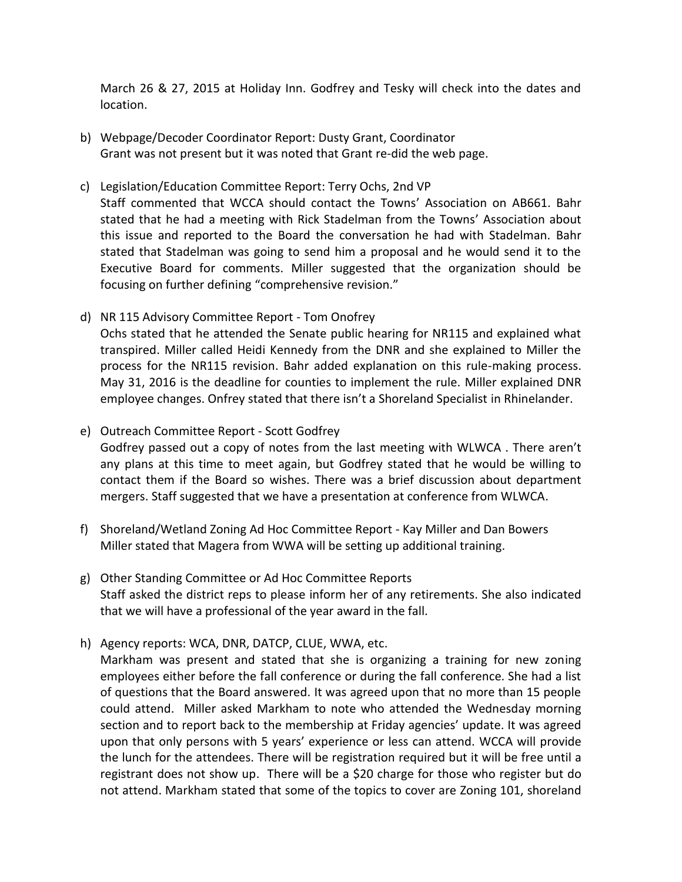March 26 & 27, 2015 at Holiday Inn. Godfrey and Tesky will check into the dates and location.

b) Webpage/Decoder Coordinator Report: Dusty Grant, Coordinator
Grant was not present but it was noted that Grant re-did the web page.

c) Legislation/Education Committee Report: Terry Ochs, 2nd VP
Staff commented that WCCA should contact the Towns' Association on AB661. Bahr stated that he had a meeting with Rick Stadelman from the Towns' Association about this issue and reported to the Board the conversation he had with Stadelman. Bahr stated that Stadelman was going to send him a proposal and he would send it to the Executive Board for comments. Miller suggested that the organization should be focusing on further defining "comprehensive revision."

d) NR 115 Advisory Committee Report - Tom Onofrey
Ochs stated that he attended the Senate public hearing for NR115 and explained what transpired. Miller called Heidi Kennedy from the DNR and she explained to Miller the process for the NR115 revision. Bahr added explanation on this rule-making process. May 31, 2016 is the deadline for counties to implement the rule. Miller explained DNR employee changes. Onfrey stated that there isn't a Shoreland Specialist in Rhinelander.

e) Outreach Committee Report - Scott Godfrey
Godfrey passed out a copy of notes from the last meeting with WLWCA . There aren't any plans at this time to meet again, but Godfrey stated that he would be willing to contact them if the Board so wishes. There was a brief discussion about department mergers. Staff suggested that we have a presentation at conference from WLWCA.

f) Shoreland/Wetland Zoning Ad Hoc Committee Report - Kay Miller and Dan Bowers
Miller stated that Magera from WWA will be setting up additional training.

g) Other Standing Committee or Ad Hoc Committee Reports
Staff asked the district reps to please inform her of any retirements. She also indicated that we will have a professional of the year award in the fall.

h) Agency reports: WCA, DNR, DATCP, CLUE, WWA, etc.
Markham was present and stated that she is organizing a training for new zoning employees either before the fall conference or during the fall conference. She had a list of questions that the Board answered. It was agreed upon that no more than 15 people could attend. Miller asked Markham to note who attended the Wednesday morning section and to report back to the membership at Friday agencies' update. It was agreed upon that only persons with 5 years' experience or less can attend. WCCA will provide the lunch for the attendees. There will be registration required but it will be free until a registrant does not show up. There will be a $20 charge for those who register but do not attend. Markham stated that some of the topics to cover are Zoning 101, shoreland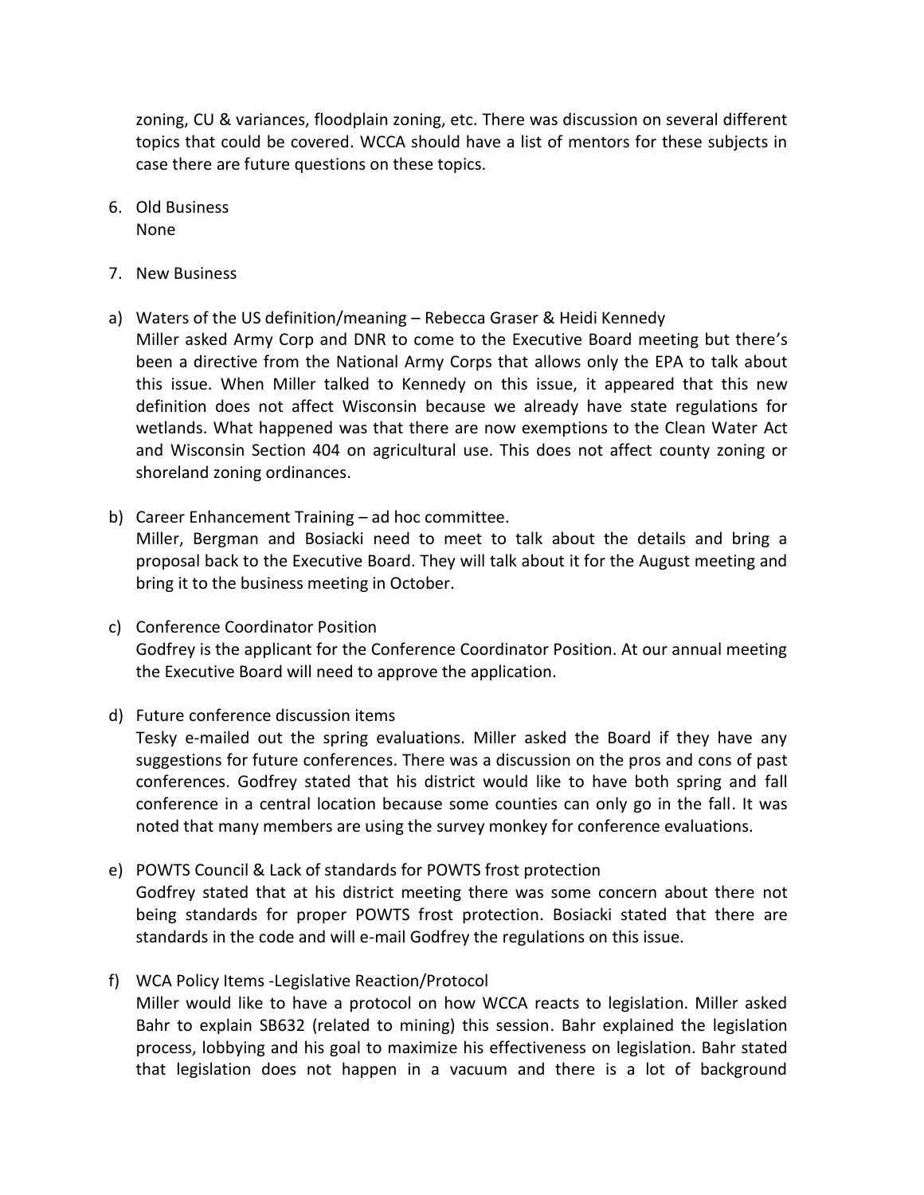zoning, CU & variances, floodplain zoning, etc. There was discussion on several different topics that could be covered. WCCA should have a list of mentors for these subjects in case there are future questions on these topics.

6. Old Business
   None

7. New Business

a) Waters of the US definition/meaning – Rebecca Graser & Heidi Kennedy
   Miller asked Army Corp and DNR to come to the Executive Board meeting but there's been a directive from the National Army Corps that allows only the EPA to talk about this issue. When Miller talked to Kennedy on this issue, it appeared that this new definition does not affect Wisconsin because we already have state regulations for wetlands. What happened was that there are now exemptions to the Clean Water Act and Wisconsin Section 404 on agricultural use. This does not affect county zoning or shoreland zoning ordinances.

b) Career Enhancement Training – ad hoc committee.
   Miller, Bergman and Bosiacki need to meet to talk about the details and bring a proposal back to the Executive Board. They will talk about it for the August meeting and bring it to the business meeting in October.

c) Conference Coordinator Position
   Godfrey is the applicant for the Conference Coordinator Position. At our annual meeting the Executive Board will need to approve the application.

d) Future conference discussion items
   Tesky e-mailed out the spring evaluations. Miller asked the Board if they have any suggestions for future conferences. There was a discussion on the pros and cons of past conferences. Godfrey stated that his district would like to have both spring and fall conference in a central location because some counties can only go in the fall. It was noted that many members are using the survey monkey for conference evaluations.

e) POWTS Council & Lack of standards for POWTS frost protection
   Godfrey stated that at his district meeting there was some concern about there not being standards for proper POWTS frost protection. Bosiacki stated that there are standards in the code and will e-mail Godfrey the regulations on this issue.

f) WCA Policy Items -Legislative Reaction/Protocol
   Miller would like to have a protocol on how WCCA reacts to legislation. Miller asked Bahr to explain SB632 (related to mining) this session. Bahr explained the legislation process, lobbying and his goal to maximize his effectiveness on legislation. Bahr stated that legislation does not happen in a vacuum and there is a lot of background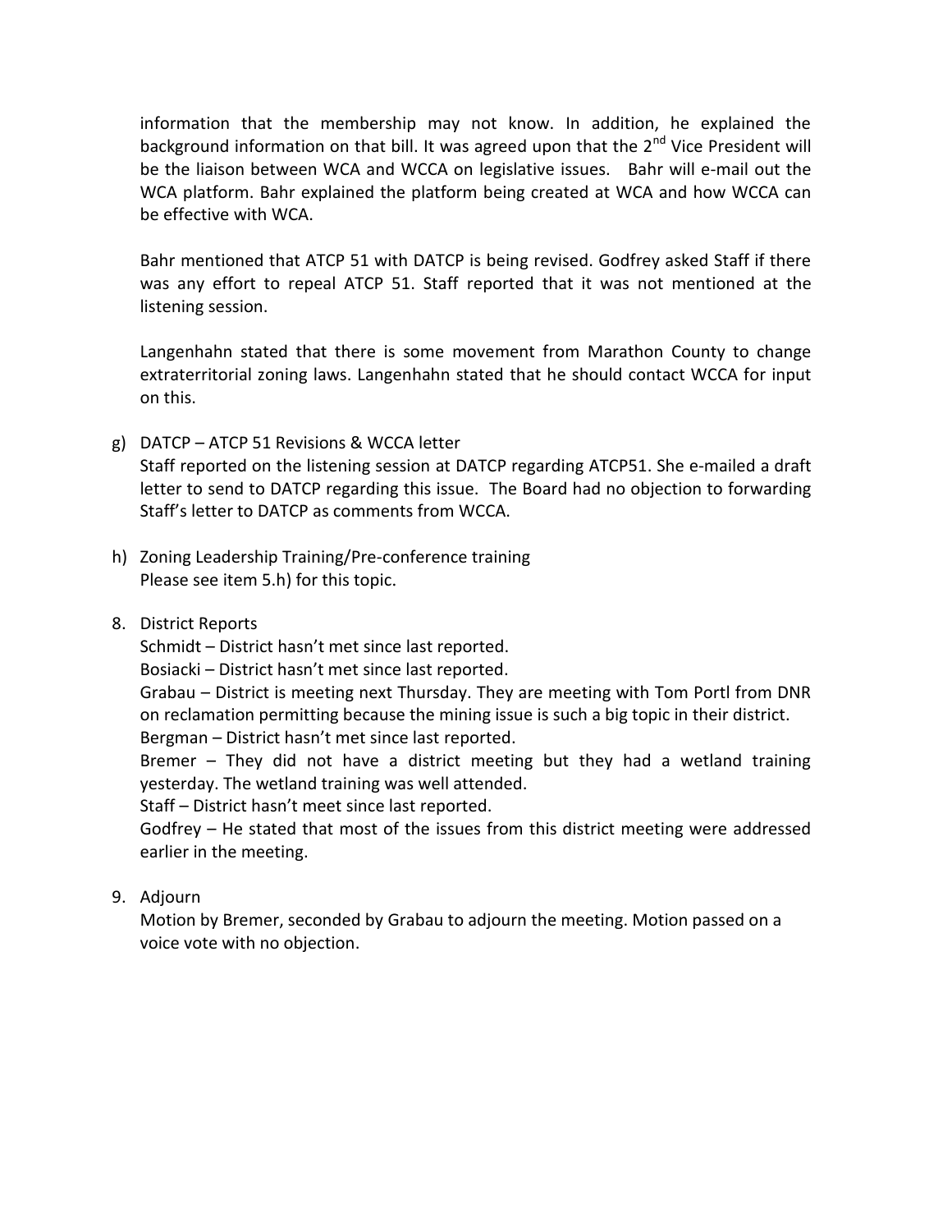information that the membership may not know. In addition, he explained the background information on that bill. It was agreed upon that the 2nd Vice President will be the liaison between WCA and WCCA on legislative issues. Bahr will e-mail out the WCA platform. Bahr explained the platform being created at WCA and how WCCA can be effective with WCA.

Bahr mentioned that ATCP 51 with DATCP is being revised. Godfrey asked Staff if there was any effort to repeal ATCP 51. Staff reported that it was not mentioned at the listening session.

Langenhahn stated that there is some movement from Marathon County to change extraterritorial zoning laws. Langenhahn stated that he should contact WCCA for input on this.

g) DATCP – ATCP 51 Revisions & WCCA letter
Staff reported on the listening session at DATCP regarding ATCP51. She e-mailed a draft letter to send to DATCP regarding this issue. The Board had no objection to forwarding Staff's letter to DATCP as comments from WCCA.

h) Zoning Leadership Training/Pre-conference training
Please see item 5.h) for this topic.

8. District Reports
Schmidt – District hasn't met since last reported.
Bosiacki – District hasn't met since last reported.
Grabau – District is meeting next Thursday. They are meeting with Tom Portl from DNR on reclamation permitting because the mining issue is such a big topic in their district.
Bergman – District hasn't met since last reported.
Bremer – They did not have a district meeting but they had a wetland training yesterday. The wetland training was well attended.
Staff – District hasn't meet since last reported.
Godfrey – He stated that most of the issues from this district meeting were addressed earlier in the meeting.

9. Adjourn
Motion by Bremer, seconded by Grabau to adjourn the meeting. Motion passed on a voice vote with no objection.